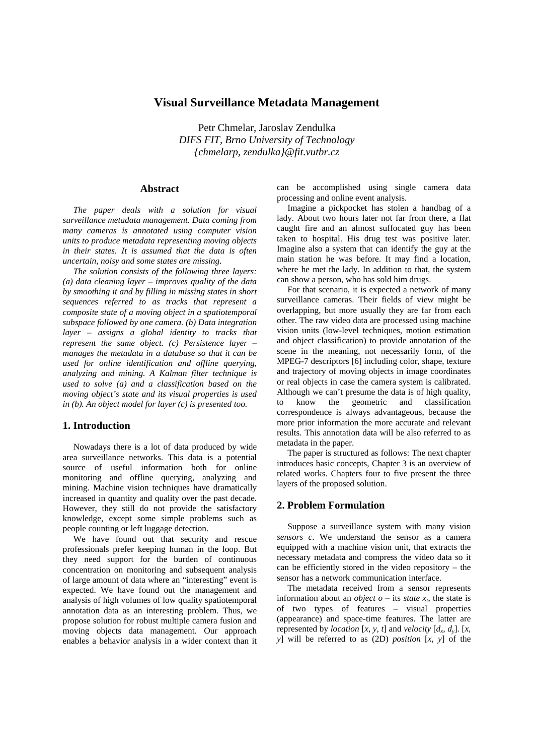# Visual Surveillance Metadata Management

Petr Chmelar, Jaroslav Zendulka
*DIFS FIT, Brno University of Technology*
*{chmelarp, zendulka}@fit.vutbr.cz*

## Abstract

*The paper deals with a solution for visual surveillance metadata management. Data coming from many cameras is annotated using computer vision units to produce metadata representing moving objects in their states. It is assumed that the data is often uncertain, noisy and some states are missing.*

*The solution consists of the following three layers: (a) data cleaning layer – improves quality of the data by smoothing it and by filling in missing states in short sequences referred to as tracks that represent a composite state of a moving object in a spatiotemporal subspace followed by one camera. (b) Data integration layer – assigns a global identity to tracks that represent the same object. (c) Persistence layer – manages the metadata in a database so that it can be used for online identification and offline querying, analyzing and mining. A Kalman filter technique is used to solve (a) and a classification based on the moving object's state and its visual properties is used in (b). An object model for layer (c) is presented too.*

## 1. Introduction

Nowadays there is a lot of data produced by wide area surveillance networks. This data is a potential source of useful information both for online monitoring and offline querying, analyzing and mining. Machine vision techniques have dramatically increased in quantity and quality over the past decade. However, they still do not provide the satisfactory knowledge, except some simple problems such as people counting or left luggage detection.

We have found out that security and rescue professionals prefer keeping human in the loop. But they need support for the burden of continuous concentration on monitoring and subsequent analysis of large amount of data where an "interesting" event is expected. We have found out the management and analysis of high volumes of low quality spatiotemporal annotation data as an interesting problem. Thus, we propose solution for robust multiple camera fusion and moving objects data management. Our approach enables a behavior analysis in a wider context than it can be accomplished using single camera data processing and online event analysis.

Imagine a pickpocket has stolen a handbag of a lady. About two hours later not far from there, a flat caught fire and an almost suffocated guy has been taken to hospital. His drug test was positive later. Imagine also a system that can identify the guy at the main station he was before. It may find a location, where he met the lady. In addition to that, the system can show a person, who has sold him drugs.

For that scenario, it is expected a network of many surveillance cameras. Their fields of view might be overlapping, but more usually they are far from each other. The raw video data are processed using machine vision units (low-level techniques, motion estimation and object classification) to provide annotation of the scene in the meaning, not necessarily form, of the MPEG-7 descriptors [6] including color, shape, texture and trajectory of moving objects in image coordinates or real objects in case the camera system is calibrated. Although we can't presume the data is of high quality, to know the geometric and classification correspondence is always advantageous, because the more prior information the more accurate and relevant results. This annotation data will be also referred to as metadata in the paper.

The paper is structured as follows: The next chapter introduces basic concepts, Chapter 3 is an overview of related works. Chapters four to five present the three layers of the proposed solution.

## 2. Problem Formulation

Suppose a surveillance system with many vision *sensors c*. We understand the sensor as a camera equipped with a machine vision unit, that extracts the necessary metadata and compress the video data so it can be efficiently stored in the video repository – the sensor has a network communication interface.

The metadata received from a sensor represents information about an *object o* – its *state* $x_t$, the state is of two types of features – visual properties (appearance) and space-time features. The latter are represented by *location* $[x, y, t]$ and *velocity* $[d_x, d_y]$. $[x, y]$ will be referred to as (2D) *position* $[x, y]$ of the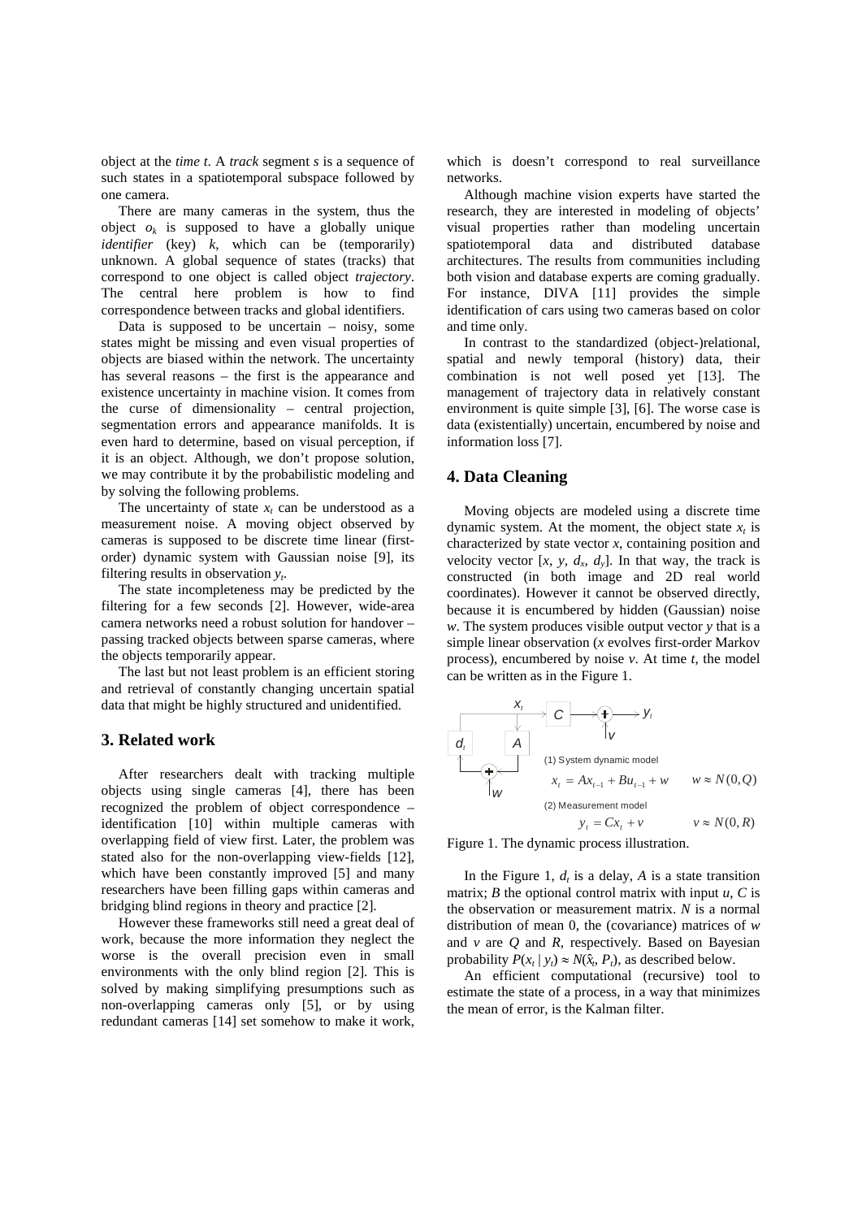object at the *time t*. A *track* segment *s* is a sequence of such states in a spatiotemporal subspace followed by one camera.

There are many cameras in the system, thus the object $o_k$ is supposed to have a globally unique *identifier* (key) *k*, which can be (temporarily) unknown. A global sequence of states (tracks) that correspond to one object is called object *trajectory*. The central here problem is how to find correspondence between tracks and global identifiers.

Data is supposed to be uncertain – noisy, some states might be missing and even visual properties of objects are biased within the network. The uncertainty has several reasons – the first is the appearance and existence uncertainty in machine vision. It comes from the curse of dimensionality – central projection, segmentation errors and appearance manifolds. It is even hard to determine, based on visual perception, if it is an object. Although, we don't propose solution, we may contribute it by the probabilistic modeling and by solving the following problems.

The uncertainty of state $x_t$ can be understood as a measurement noise. A moving object observed by cameras is supposed to be discrete time linear (first-order) dynamic system with Gaussian noise [9], its filtering results in observation $y_t$.

The state incompleteness may be predicted by the filtering for a few seconds [2]. However, wide-area camera networks need a robust solution for handover – passing tracked objects between sparse cameras, where the objects temporarily appear.

The last but not least problem is an efficient storing and retrieval of constantly changing uncertain spatial data that might be highly structured and unidentified.

## 3. Related work

After researchers dealt with tracking multiple objects using single cameras [4], there has been recognized the problem of object correspondence – identification [10] within multiple cameras with overlapping field of view first. Later, the problem was stated also for the non-overlapping view-fields [12], which have been constantly improved [5] and many researchers have been filling gaps within cameras and bridging blind regions in theory and practice [2].

However these frameworks still need a great deal of work, because the more information they neglect the worse is the overall precision even in small environments with the only blind region [2]. This is solved by making simplifying presumptions such as non-overlapping cameras only [5], or by using redundant cameras [14] set somehow to make it work, which is doesn't correspond to real surveillance networks.

Although machine vision experts have started the research, they are interested in modeling of objects' visual properties rather than modeling uncertain spatiotemporal data and distributed database architectures. The results from communities including both vision and database experts are coming gradually. For instance, DIVA [11] provides the simple identification of cars using two cameras based on color and time only.

In contrast to the standardized (object-)relational, spatial and newly temporal (history) data, their combination is not well posed yet [13]. The management of trajectory data in relatively constant environment is quite simple [3], [6]. The worse case is data (existentially) uncertain, encumbered by noise and information loss [7].

## 4. Data Cleaning

Moving objects are modeled using a discrete time dynamic system. At the moment, the object state $x_t$ is characterized by state vector *x*, containing position and velocity vector $[x, y, d_x, d_y]$. In that way, the track is constructed (in both image and 2D real world coordinates). However it cannot be observed directly, because it is encumbered by hidden (Gaussian) noise *w*. The system produces visible output vector *y* that is a simple linear observation (*x* evolves first-order Markov process), encumbered by noise *v*. At time *t*, the model can be written as in the Figure 1.

(1) System dynamic model

$$x_t = Ax_{t-1} + Bu_{t-1} + w \qquad w \approx N(0, Q)$$

(2) Measurement model

$$y_t = Cx_t + v \qquad v \approx N(0, R)$$

Figure 1. The dynamic process illustration.

In the Figure 1, $d_t$ is a delay, *A* is a state transition matrix; *B* the optional control matrix with input *u*, *C* is the observation or measurement matrix. *N* is a normal distribution of mean 0, the (covariance) matrices of *w* and *v* are *Q* and *R*, respectively. Based on Bayesian probability $P(x_t \mid y_t) \approx N(\hat{x}_t, P_t)$, as described below.

An efficient computational (recursive) tool to estimate the state of a process, in a way that minimizes the mean of error, is the Kalman filter.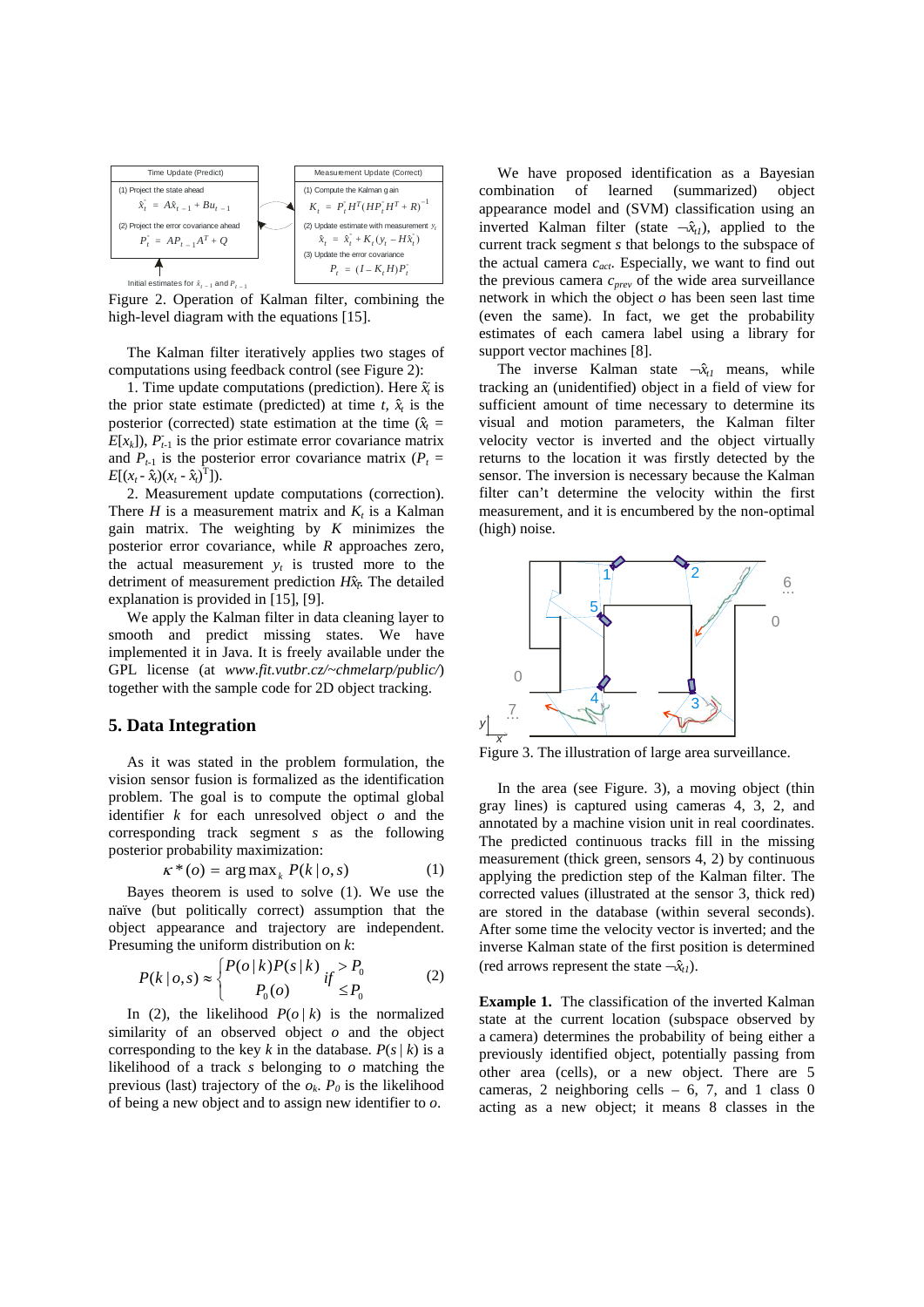Figure 2. Operation of Kalman filter, combining the high-level diagram with the equations [15].

The Kalman filter iteratively applies two stages of computations using feedback control (see Figure 2):

1. Time update computations (prediction). Here $\hat{x}_t^-$ is the prior state estimate (predicted) at time $t$, $\hat{x}_t$ is the posterior (corrected) state estimation at the time ($\hat{x}_t = E[x_k]$), $P_{t-1}^-$ is the prior estimate error covariance matrix and $P_{t-1}$ is the posterior error covariance matrix ($P_t = E[(x_t - \hat{x}_t)(x_t - \hat{x}_t)^T]$).

2. Measurement update computations (correction). There $H$ is a measurement matrix and $K_t$ is a Kalman gain matrix. The weighting by $K$ minimizes the posterior error covariance, while $R$ approaches zero, the actual measurement $y_t$ is trusted more to the detriment of measurement prediction $H\hat{x}_t^-$. The detailed explanation is provided in [15], [9].

We apply the Kalman filter in data cleaning layer to smooth and predict missing states. We have implemented it in Java. It is freely available under the GPL license (at *www.fit.vutbr.cz/~chmelarp/public/*) together with the sample code for 2D object tracking.

## 5. Data Integration

As it was stated in the problem formulation, the vision sensor fusion is formalized as the identification problem. The goal is to compute the optimal global identifier $k$ for each unresolved object $o$ and the corresponding track segment $s$ as the following posterior probability maximization:

$$\kappa^*(o) = \arg\max_k P(k \mid o, s) \tag{1}$$

Bayes theorem is used to solve (1). We use the naïve (but politically correct) assumption that the object appearance and trajectory are independent. Presuming the uniform distribution on $k$:

$$P(k \mid o, s) \approx \begin{cases} P(o \mid k) P(s \mid k) & if > P_0 \\ P_0(o) & \leq P_0 \end{cases} \tag{2}$$

In (2), the likelihood $P(o \mid k)$ is the normalized similarity of an observed object $o$ and the object corresponding to the key $k$ in the database. $P(s \mid k)$ is a likelihood of a track $s$ belonging to $o$ matching the previous (last) trajectory of the $o_k$. $P_0$ is the likelihood of being a new object and to assign new identifier to $o$.

We have proposed identification as a Bayesian combination of learned (summarized) object appearance model and (SVM) classification using an inverted Kalman filter (state $\neg\hat{x}_{t1}$), applied to the current track segment $s$ that belongs to the subspace of the actual camera $c_{act}$. Especially, we want to find out the previous camera $c_{prev}$ of the wide area surveillance network in which the object $o$ has been seen last time (even the same). In fact, we get the probability estimates of each camera label using a library for support vector machines [8].

The inverse Kalman state $\neg\hat{x}_{t1}$ means, while tracking an (unidentified) object in a field of view for sufficient amount of time necessary to determine its visual and motion parameters, the Kalman filter velocity vector is inverted and the object virtually returns to the location it was firstly detected by the sensor. The inversion is necessary because the Kalman filter can't determine the velocity within the first measurement, and it is encumbered by the non-optimal (high) noise.

Figure 3. The illustration of large area surveillance.

In the area (see Figure. 3), a moving object (thin gray lines) is captured using cameras 4, 3, 2, and annotated by a machine vision unit in real coordinates. The predicted continuous tracks fill in the missing measurement (thick green, sensors 4, 2) by continuous applying the prediction step of the Kalman filter. The corrected values (illustrated at the sensor 3, thick red) are stored in the database (within several seconds). After some time the velocity vector is inverted; and the inverse Kalman state of the first position is determined (red arrows represent the state $\neg\hat{x}_{t1}$).

**Example 1.** The classification of the inverted Kalman state at the current location (subspace observed by a camera) determines the probability of being either a previously identified object, potentially passing from other area (cells), or a new object. There are 5 cameras, 2 neighboring cells – 6, 7, and 1 class 0 acting as a new object; it means 8 classes in the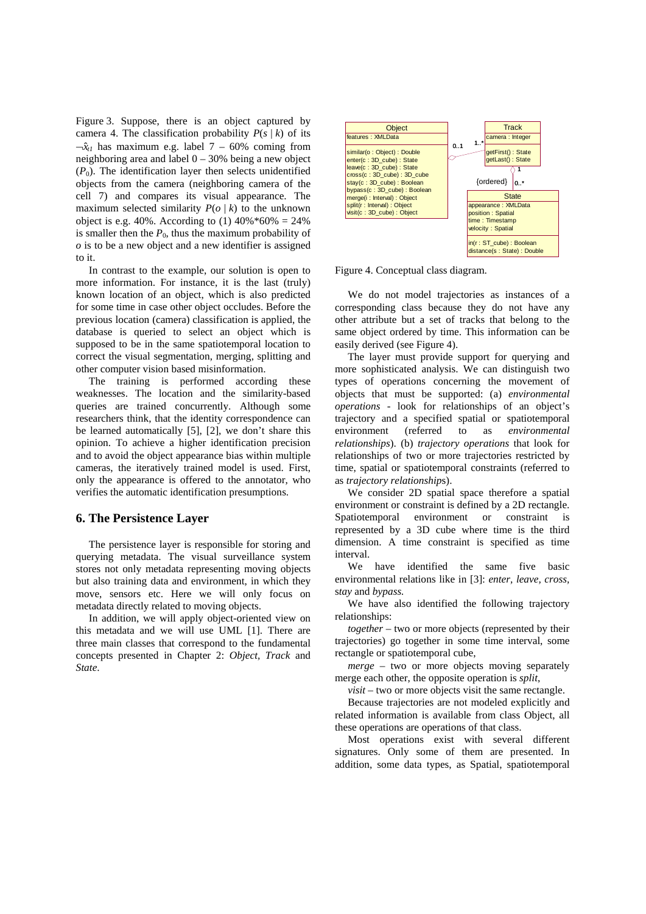Figure 3. Suppose, there is an object captured by camera 4. The classification probability $P(s \mid k)$ of its $\neg\hat{x}_{t1}$ has maximum e.g. label 7 – 60% coming from neighboring area and label 0 – 30% being a new object ($P_0$). The identification layer then selects unidentified objects from the camera (neighboring camera of the cell 7) and compares its visual appearance. The maximum selected similarity $P(o \mid k)$ to the unknown object is e.g. 40%. According to (1) 40%*60% = 24% is smaller then the $P_0$, thus the maximum probability of *o* is to be a new object and a new identifier is assigned to it.

In contrast to the example, our solution is open to more information. For instance, it is the last (truly) known location of an object, which is also predicted for some time in case other object occludes. Before the previous location (camera) classification is applied, the database is queried to select an object which is supposed to be in the same spatiotemporal location to correct the visual segmentation, merging, splitting and other computer vision based misinformation.

The training is performed according these weaknesses. The location and the similarity-based queries are trained concurrently. Although some researchers think, that the identity correspondence can be learned automatically [5], [2], we don't share this opinion. To achieve a higher identification precision and to avoid the object appearance bias within multiple cameras, the iteratively trained model is used. First, only the appearance is offered to the annotator, who verifies the automatic identification presumptions.

## 6. The Persistence Layer

The persistence layer is responsible for storing and querying metadata. The visual surveillance system stores not only metadata representing moving objects but also training data and environment, in which they move, sensors etc. Here we will only focus on metadata directly related to moving objects.

In addition, we will apply object-oriented view on this metadata and we will use UML [1]. There are three main classes that correspond to the fundamental concepts presented in Chapter 2: *Object*, *Track* and *State*.

Figure 4. Conceptual class diagram.

We do not model trajectories as instances of a corresponding class because they do not have any other attribute but a set of tracks that belong to the same object ordered by time. This information can be easily derived (see Figure 4).

The layer must provide support for querying and more sophisticated analysis. We can distinguish two types of operations concerning the movement of objects that must be supported: (a) *environmental operations* - look for relationships of an object's trajectory and a specified spatial or spatiotemporal environment (referred to as *environmental relationships*). (b) *trajectory operations* that look for relationships of two or more trajectories restricted by time, spatial or spatiotemporal constraints (referred to as *trajectory relationships*).

We consider 2D spatial space therefore a spatial environment or constraint is defined by a 2D rectangle. Spatiotemporal environment or constraint is represented by a 3D cube where time is the third dimension. A time constraint is specified as time interval.

We have identified the same five basic environmental relations like in [3]: *enter*, *leave*, *cross*, *stay* and *bypass*.

We have also identified the following trajectory relationships:

*together* – two or more objects (represented by their trajectories) go together in some time interval, some rectangle or spatiotemporal cube,

*merge* – two or more objects moving separately merge each other, the opposite operation is *split*,

*visit* – two or more objects visit the same rectangle.

Because trajectories are not modeled explicitly and related information is available from class Object, all these operations are operations of that class.

Most operations exist with several different signatures. Only some of them are presented. In addition, some data types, as Spatial, spatiotemporal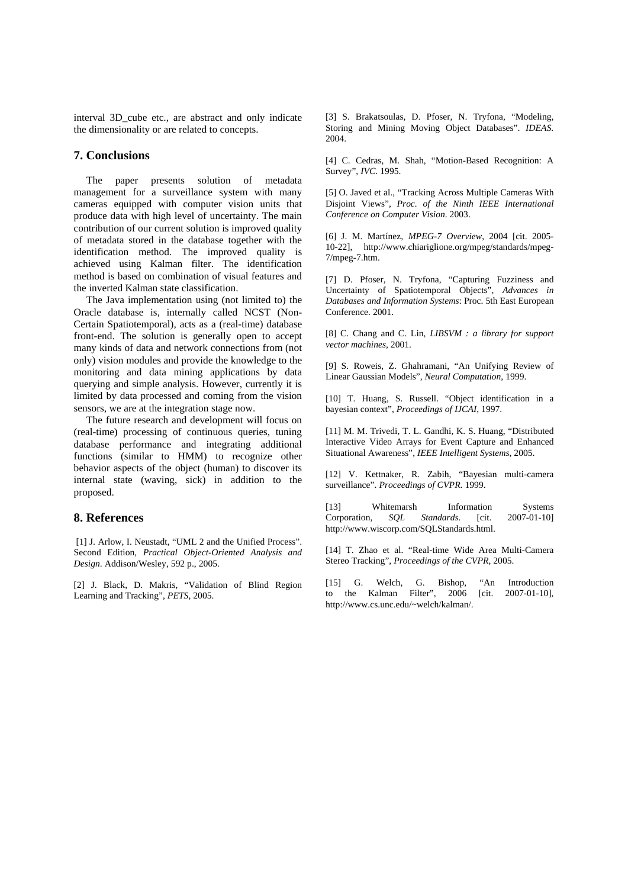interval 3D_cube etc., are abstract and only indicate the dimensionality or are related to concepts.

## 7. Conclusions

The paper presents solution of metadata management for a surveillance system with many cameras equipped with computer vision units that produce data with high level of uncertainty. The main contribution of our current solution is improved quality of metadata stored in the database together with the identification method. The improved quality is achieved using Kalman filter. The identification method is based on combination of visual features and the inverted Kalman state classification.

The Java implementation using (not limited to) the Oracle database is, internally called NCST (Non-Certain Spatiotemporal), acts as a (real-time) database front-end. The solution is generally open to accept many kinds of data and network connections from (not only) vision modules and provide the knowledge to the monitoring and data mining applications by data querying and simple analysis. However, currently it is limited by data processed and coming from the vision sensors, we are at the integration stage now.

The future research and development will focus on (real-time) processing of continuous queries, tuning database performance and integrating additional functions (similar to HMM) to recognize other behavior aspects of the object (human) to discover its internal state (waving, sick) in addition to the proposed.

## 8. References

[1] J. Arlow, I. Neustadt, "UML 2 and the Unified Process". Second Edition, *Practical Object-Oriented Analysis and Design*. Addison/Wesley, 592 p., 2005.

[2] J. Black, D. Makris, "Validation of Blind Region Learning and Tracking", *PETS*, 2005.

[3] S. Brakatsoulas, D. Pfoser, N. Tryfona, "Modeling, Storing and Mining Moving Object Databases". *IDEAS*. 2004.

[4] C. Cedras, M. Shah, "Motion-Based Recognition: A Survey", *IVC*. 1995.

[5] O. Javed et al., "Tracking Across Multiple Cameras With Disjoint Views", *Proc. of the Ninth IEEE International Conference on Computer Vision*. 2003.

[6] J. M. Martínez, *MPEG-7 Overview*, 2004 [cit. 2005-10-22], http://www.chiariglione.org/mpeg/standards/mpeg-7/mpeg-7.htm.

[7] D. Pfoser, N. Tryfona, "Capturing Fuzziness and Uncertainty of Spatiotemporal Objects", *Advances in Databases and Information Systems*: Proc. 5th East European Conference. 2001.

[8] C. Chang and C. Lin, *LIBSVM : a library for support vector machines*, 2001.

[9] S. Roweis, Z. Ghahramani, "An Unifying Review of Linear Gaussian Models", *Neural Computation*, 1999.

[10] T. Huang, S. Russell. "Object identification in a bayesian context", *Proceedings of IJCAI*, 1997.

[11] M. M. Trivedi, T. L. Gandhi, K. S. Huang, "Distributed Interactive Video Arrays for Event Capture and Enhanced Situational Awareness", *IEEE Intelligent Systems*, 2005.

[12] V. Kettnaker, R. Zabih, "Bayesian multi-camera surveillance". *Proceedings of CVPR*. 1999.

[13] Whitemarsh Information Systems Corporation, *SQL Standards*. [cit. 2007-01-10] http://www.wiscorp.com/SQLStandards.html.

[14] T. Zhao et al. "Real-time Wide Area Multi-Camera Stereo Tracking", *Proceedings of the CVPR*, 2005.

[15] G. Welch, G. Bishop, "An Introduction to the Kalman Filter", 2006 [cit. 2007-01-10], http://www.cs.unc.edu/~welch/kalman/.